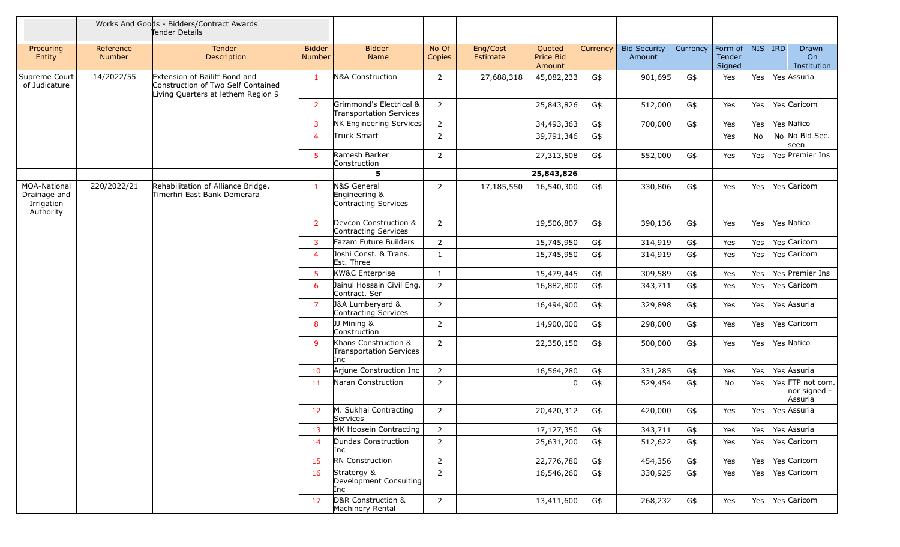| | | Works And Goods - Bidders/Contract Awards Tender Details | | | | | | | | | | | | |
|---|---|---|---|---|---|---|---|---|---|---|---|---|---|---|
| Procuring Entity | Reference Number | Tender Description | Bidder Number | Bidder Name | No Of Copies | Eng/Cost Estimate | Quoted Price Bid Amount | Currency | Bid Security Amount | Currency | Form of Tender Signed | NIS | IRD | Drawn On Institution |
| Supreme Court of Judicature | 14/2022/55 | Extension of Bailiff Bond and Construction of Two Self Contained Living Quarters at lethem Region 9 | 1 | N&A Construction | 2 | 27,688,318 | 45,082,233 | G$ | 901,695 | G$ | Yes | Yes | Yes | Assuria |
| | | | 2 | Grimmond's Electrical & Transportation Services | 2 | | 25,843,826 | G$ | 512,000 | G$ | Yes | Yes | Yes | Caricom |
| | | | 3 | NK Engineering Services | 2 | | 34,493,363 | G$ | 700,000 | G$ | Yes | Yes | Yes | Nafico |
| | | | 4 | Truck Smart | 2 | | 39,791,346 | G$ | | | Yes | No | No | No Bid Sec. seen |
| | | | 5 | Ramesh Barker Construction | 2 | | 27,313,508 | G$ | 552,000 | G$ | Yes | Yes | Yes | Premier Ins |
| | | | | 5 | | | 25,843,826 | | | | | | | |
| MOA-National Drainage and Irrigation Authority | 220/2022/21 | Rehabilitation of Alliance Bridge, Timerhri East Bank Demerara | 1 | N&S General Engineering & Contracting Services | 2 | 17,185,550 | 16,540,300 | G$ | 330,806 | G$ | Yes | Yes | Yes | Caricom |
| | | | 2 | Devcon Construction & Contracting Services | 2 | | 19,506,807 | G$ | 390,136 | G$ | Yes | Yes | Yes | Nafico |
| | | | 3 | Fazam Future Builders | 2 | | 15,745,950 | G$ | 314,919 | G$ | Yes | Yes | Yes | Caricom |
| | | | 4 | Joshi Const. & Trans. Est. Three | 1 | | 15,745,950 | G$ | 314,919 | G$ | Yes | Yes | Yes | Caricom |
| | | | 5 | KW&C Enterprise | 1 | | 15,479,445 | G$ | 309,589 | G$ | Yes | Yes | Yes | Premier Ins |
| | | | 6 | Jainul Hossain Civil Eng. Contract. Ser | 2 | | 16,882,800 | G$ | 343,711 | G$ | Yes | Yes | Yes | Caricom |
| | | | 7 | J&A Lumberyard & Contracting Services | 2 | | 16,494,900 | G$ | 329,898 | G$ | Yes | Yes | Yes | Assuria |
| | | | 8 | JJ Mining & Construction | 2 | | 14,900,000 | G$ | 298,000 | G$ | Yes | Yes | Yes | Caricom |
| | | | 9 | Khans Construction & Transportation Services Inc | 2 | | 22,350,150 | G$ | 500,000 | G$ | Yes | Yes | Yes | Nafico |
| | | | 10 | Arjune Construction Inc | 2 | | 16,564,280 | G$ | 331,285 | G$ | Yes | Yes | Yes | Assuria |
| | | | 11 | Naran Construction | 2 | | 0 | G$ | 529,454 | G$ | No | Yes | Yes | FTP not com. nor signed - Assuria |
| | | | 12 | M. Sukhai Contracting Services | 2 | | 20,420,312 | G$ | 420,000 | G$ | Yes | Yes | Yes | Assuria |
| | | | 13 | MK Hoosein Contracting | 2 | | 17,127,350 | G$ | 343,711 | G$ | Yes | Yes | Yes | Assuria |
| | | | 14 | Dundas Construction Inc | 2 | | 25,631,200 | G$ | 512,622 | G$ | Yes | Yes | Yes | Caricom |
| | | | 15 | RN Construction | 2 | | 22,776,780 | G$ | 454,356 | G$ | Yes | Yes | Yes | Caricom |
| | | | 16 | Stratergy & Development Consulting Inc | 2 | | 16,546,260 | G$ | 330,925 | G$ | Yes | Yes | Yes | Caricom |
| | | | 17 | D&R Construction & Machinery Rental | 2 | | 13,411,600 | G$ | 268,232 | G$ | Yes | Yes | Yes | Caricom |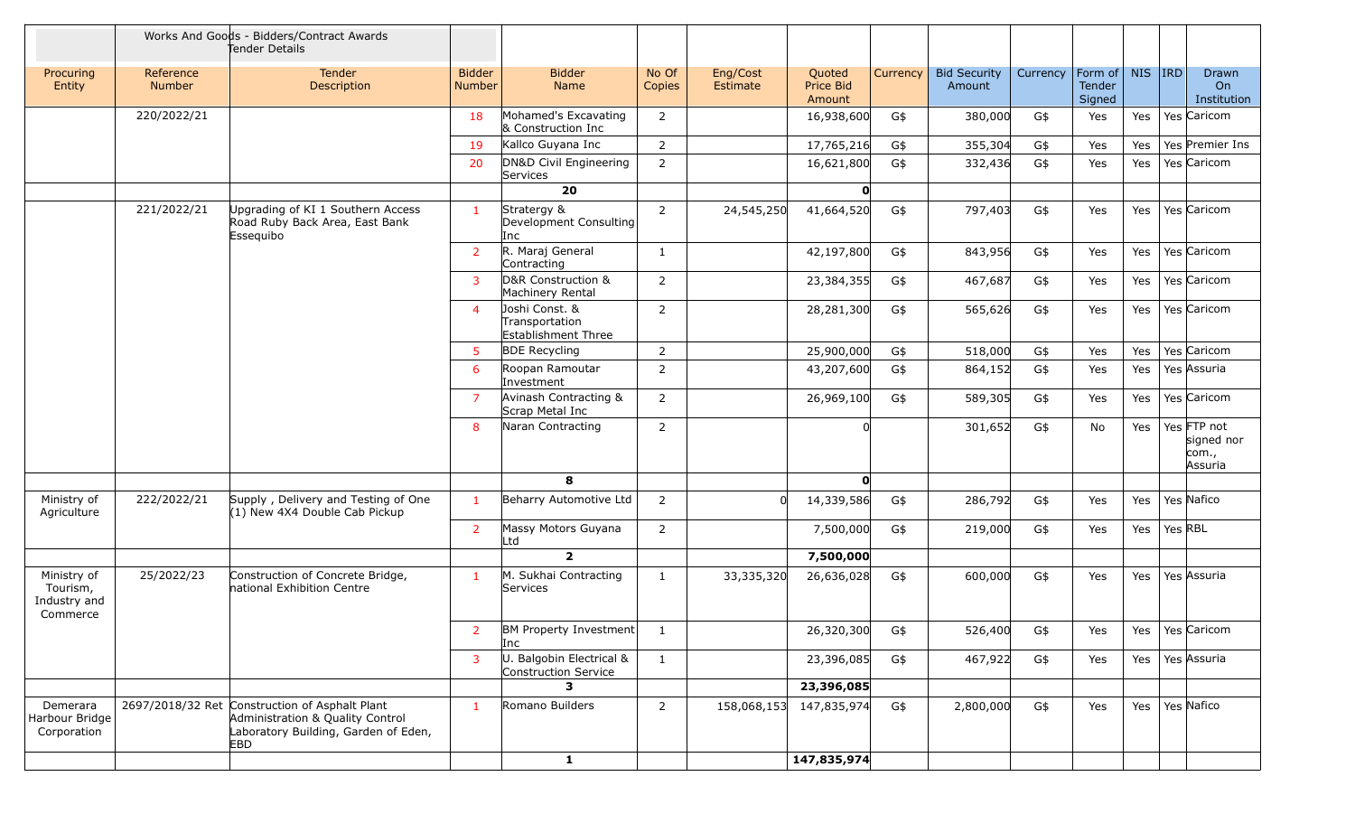| | Works And Goods - Bidders/Contract Awards Tender Details | | | | | | | | | | | | | | |
|---|---|---|---|---|---|---|---|---|---|---|---|---|---|---|---|
| Procuring Entity | Reference Number | Tender Description | Bidder Number | Bidder Name | No Of Copies | Eng/Cost Estimate | Quoted Price Bid Amount | Currency | Bid Security Amount | Currency | Form of Tender Signed | NIS | IRD | Drawn On Institution |
| | 220/2022/21 | | 18 | Mohamed's Excavating & Construction Inc | 2 | | 16,938,600 | G$ | 380,000 | G$ | Yes | Yes | Yes | Caricom |
| | | | 19 | Kallco Guyana Inc | 2 | | 17,765,216 | G$ | 355,304 | G$ | Yes | Yes | Yes | Premier Ins |
| | | | 20 | DN&D Civil Engineering Services | 2 | | 16,621,800 | G$ | 332,436 | G$ | Yes | Yes | Yes | Caricom |
| | | | | **20** | | | **0** | | | | | | | |
| | 221/2022/21 | Upgrading of KI 1 Southern Access Road Ruby Back Area, East Bank Essequibo | 1 | Stratergy & Development Consulting Inc | 2 | 24,545,250 | 41,664,520 | G$ | 797,403 | G$ | Yes | Yes | Yes | Caricom |
| | | | 2 | R. Maraj General Contracting | 1 | | 42,197,800 | G$ | 843,956 | G$ | Yes | Yes | Yes | Caricom |
| | | | 3 | D&R Construction & Machinery Rental | 2 | | 23,384,355 | G$ | 467,687 | G$ | Yes | Yes | Yes | Caricom |
| | | | 4 | Joshi Const. & Transportation Establishment Three | 2 | | 28,281,300 | G$ | 565,626 | G$ | Yes | Yes | Yes | Caricom |
| | | | 5 | BDE Recycling | 2 | | 25,900,000 | G$ | 518,000 | G$ | Yes | Yes | Yes | Caricom |
| | | | 6 | Roopan Ramoutar Investment | 2 | | 43,207,600 | G$ | 864,152 | G$ | Yes | Yes | Yes | Assuria |
| | | | 7 | Avinash Contracting & Scrap Metal Inc | 2 | | 26,969,100 | G$ | 589,305 | G$ | Yes | Yes | Yes | Caricom |
| | | | 8 | Naran Contracting | 2 | | 0 | | 301,652 | G$ | No | Yes | Yes | FTP not signed nor com., Assuria |
| | | | | **8** | | | **0** | | | | | | | |
| Ministry of Agriculture | 222/2022/21 | Supply , Delivery and Testing of One (1) New 4X4 Double Cab Pickup | 1 | Beharry Automotive Ltd | 2 | 0 | 14,339,586 | G$ | 286,792 | G$ | Yes | Yes | Yes | Nafico |
| | | | 2 | Massy Motors Guyana Ltd | 2 | | 7,500,000 | G$ | 219,000 | G$ | Yes | Yes | Yes | RBL |
| | | | | **2** | | | **7,500,000** | | | | | | | |
| Ministry of Tourism, Industry and Commerce | 25/2022/23 | Construction of Concrete Bridge, national Exhibition Centre | 1 | M. Sukhai Contracting Services | 1 | 33,335,320 | 26,636,028 | G$ | 600,000 | G$ | Yes | Yes | Yes | Assuria |
| | | | 2 | BM Property Investment Inc | 1 | | 26,320,300 | G$ | 526,400 | G$ | Yes | Yes | Yes | Caricom |
| | | | 3 | U. Balgobin Electrical & Construction Service | 1 | | 23,396,085 | G$ | 467,922 | G$ | Yes | Yes | Yes | Assuria |
| | | | | **3** | | | **23,396,085** | | | | | | | |
| Demerara Harbour Bridge Corporation | 2697/2018/32 Ret | Construction of Asphalt Plant Administration & Quality Control Laboratory Building, Garden of Eden, EBD | 1 | Romano Builders | 2 | 158,068,153 | 147,835,974 | G$ | 2,800,000 | G$ | Yes | Yes | Yes | Nafico |
| | | | | **1** | | | **147,835,974** | | | | | | | |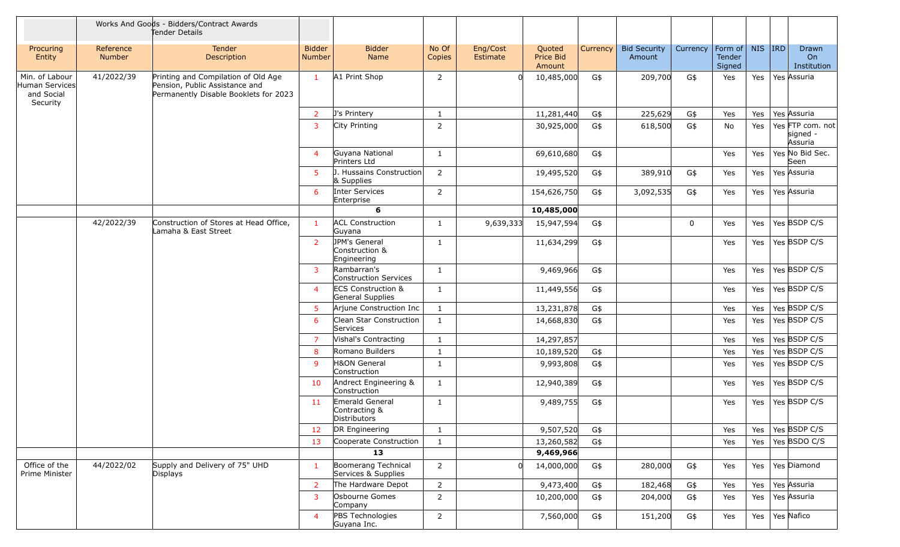| | | Works And Goods - Bidders/Contract Awards Tender Details | | | | | | | | | | | | | |
|---|---|---|---|---|---|---|---|---|---|---|---|---|---|---|---|
| Procuring Entity | Reference Number | Tender Description | Bidder Number | Bidder Name | No Of Copies | Eng/Cost Estimate | Quoted Price Bid Amount | Currency | Bid Security Amount | Currency | Form of Tender Signed | NIS | IRD | Drawn On Institution |
| Min. of Labour Human Services and Social Security | 41/2022/39 | Printing and Compilation of Old Age Pension, Public Assistance and Permanently Disable Booklets for 2023 | 1 | A1 Print Shop | 2 | 0 | 10,485,000 | G$ | 209,700 | G$ | Yes | Yes | Yes | Assuria |
| | | | 2 | J's Printery | 1 | | 11,281,440 | G$ | 225,629 | G$ | Yes | Yes | Yes | Assuria |
| | | | 3 | City Printing | 2 | | 30,925,000 | G$ | 618,500 | G$ | No | Yes | Yes | FTP com. not signed - Assuria |
| | | | 4 | Guyana National Printers Ltd | 1 | | 69,610,680 | G$ | | | Yes | Yes | Yes | No Bid Sec. Seen |
| | | | 5 | J. Hussains Construction & Supplies | 2 | | 19,495,520 | G$ | 389,910 | G$ | Yes | Yes | Yes | Assuria |
| | | | 6 | Inter Services Enterprise | 2 | | 154,626,750 | G$ | 3,092,535 | G$ | Yes | Yes | Yes | Assuria |
| | | | | **6** | | | **10,485,000** | | | | | | | |
| | 42/2022/39 | Construction of Stores at Head Office, Lamaha & East Street | 1 | ACL Construction Guyana | 1 | 9,639,333 | 15,947,594 | G$ | | 0 | Yes | Yes | Yes | BSDP C/S |
| | | | 2 | JPM's General Construction & Engineering | 1 | | 11,634,299 | G$ | | | Yes | Yes | Yes | BSDP C/S |
| | | | 3 | Rambarran's Construction Services | 1 | | 9,469,966 | G$ | | | Yes | Yes | Yes | BSDP C/S |
| | | | 4 | ECS Construction & General Supplies | 1 | | 11,449,556 | G$ | | | Yes | Yes | Yes | BSDP C/S |
| | | | 5 | Arjune Construction Inc | 1 | | 13,231,878 | G$ | | | Yes | Yes | Yes | BSDP C/S |
| | | | 6 | Clean Star Construction Services | 1 | | 14,668,830 | G$ | | | Yes | Yes | Yes | BSDP C/S |
| | | | 7 | Vishal's Contracting | 1 | | 14,297,857 | | | | Yes | Yes | Yes | BSDP C/S |
| | | | 8 | Romano Builders | 1 | | 10,189,520 | G$ | | | Yes | Yes | Yes | BSDP C/S |
| | | | 9 | H&ON General Construction | 1 | | 9,993,808 | G$ | | | Yes | Yes | Yes | BSDP C/S |
| | | | 10 | Andrect Engineering & Construction | 1 | | 12,940,389 | G$ | | | Yes | Yes | Yes | BSDP C/S |
| | | | 11 | Emerald General Contracting & Distributors | 1 | | 9,489,755 | G$ | | | Yes | Yes | Yes | BSDP C/S |
| | | | 12 | DR Engineering | 1 | | 9,507,520 | G$ | | | Yes | Yes | Yes | BSDP C/S |
| | | | 13 | Cooperate Construction | 1 | | 13,260,582 | G$ | | | Yes | Yes | Yes | BSDO C/S |
| | | | | **13** | | | **9,469,966** | | | | | | | |
| Office of the Prime Minister | 44/2022/02 | Supply and Delivery of 75" UHD Displays | 1 | Boomerang Technical Services & Supplies | 2 | 0 | 14,000,000 | G$ | 280,000 | G$ | Yes | Yes | Yes | Diamond |
| | | | 2 | The Hardware Depot | 2 | | 9,473,400 | G$ | 182,468 | G$ | Yes | Yes | Yes | Assuria |
| | | | 3 | Osbourne Gomes Company | 2 | | 10,200,000 | G$ | 204,000 | G$ | Yes | Yes | Yes | Assuria |
| | | | 4 | PBS Technologies Guyana Inc. | 2 | | 7,560,000 | G$ | 151,200 | G$ | Yes | Yes | Yes | Nafico |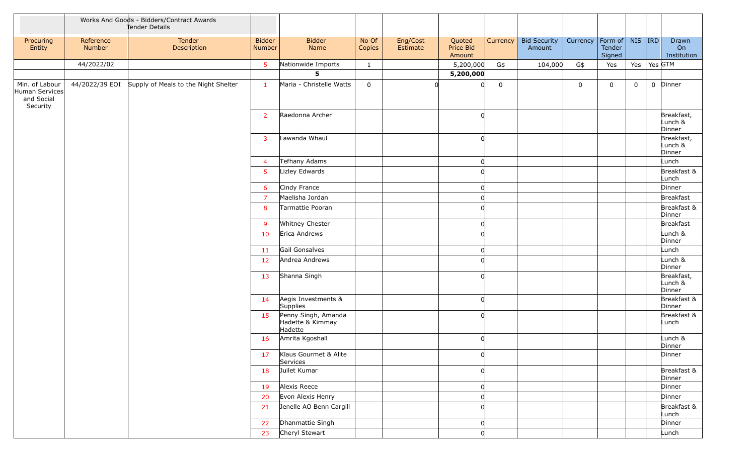| | Works And Goods - Bidders/Contract Awards Tender Details | | | | | | | | | | | | | | |
|---|---|---|---|---|---|---|---|---|---|---|---|---|---|---|---|
| Procuring Entity | Reference Number | Tender Description | Bidder Number | Bidder Name | No Of Copies | Eng/Cost Estimate | Quoted Price Bid Amount | Currency | Bid Security Amount | Currency | Form of Tender Signed | NIS | IRD | Drawn On Institution |
| | 44/2022/02 | | 5 | Nationwide Imports | 1 | | 5,200,000 | G$ | 104,000 | G$ | Yes | Yes | Yes | GTM |
| | | | | 5 | | | 5,200,000 | | | | | | | |
| Min. of Labour Human Services and Social Security | 44/2022/39 EOI | Supply of Meals to the Night Shelter | 1 | Maria - Christelle Watts | 0 | 0 | 0 | 0 | | 0 | 0 | 0 | 0 | Dinner |
| | | | 2 | Raedonna Archer | | | 0 | | | | | | | Breakfast, Lunch & Dinner |
| | | | 3 | Lawanda Whaul | | | 0 | | | | | | | Breakfast, Lunch & Dinner |
| | | | 4 | Tefhany Adams | | | 0 | | | | | | | Lunch |
| | | | 5 | Lizley Edwards | | | 0 | | | | | | | Breakfast & Lunch |
| | | | 6 | Cindy France | | | 0 | | | | | | | Dinner |
| | | | 7 | Maelisha Jordan | | | 0 | | | | | | | Breakfast |
| | | | 8 | Tarmattie Pooran | | | 0 | | | | | | | Breakfast & Dinner |
| | | | 9 | Whitney Chester | | | 0 | | | | | | | Breakfast |
| | | | 10 | Erica Andrews | | | 0 | | | | | | | Lunch & Dinner |
| | | | 11 | Gail Gonsalves | | | 0 | | | | | | | Lunch |
| | | | 12 | Andrea Andrews | | | 0 | | | | | | | Lunch & Dinner |
| | | | 13 | Shanna Singh | | | 0 | | | | | | | Breakfast, Lunch & Dinner |
| | | | 14 | Aegis Investments & Supplies | | | 0 | | | | | | | Breakfast & Dinner |
| | | | 15 | Penny Singh, Amanda Hadette & Kimmay Hadette | | | 0 | | | | | | | Breakfast & Lunch |
| | | | 16 | Amrita Kgoshall | | | 0 | | | | | | | Lunch & Dinner |
| | | | 17 | Klaus Gourmet & Alite Services | | | 0 | | | | | | | Dinner |
| | | | 18 | Juilet Kumar | | | 0 | | | | | | | Breakfast & Dinner |
| | | | 19 | Alexis Reece | | | 0 | | | | | | | Dinner |
| | | | 20 | Evon Alexis Henry | | | 0 | | | | | | | Dinner |
| | | | 21 | Jenelle AO Benn Cargill | | | 0 | | | | | | | Breakfast & Lunch |
| | | | 22 | Dhanmattie Singh | | | 0 | | | | | | | Dinner |
| | | | 23 | Cheryl Stewart | | | 0 | | | | | | | Lunch |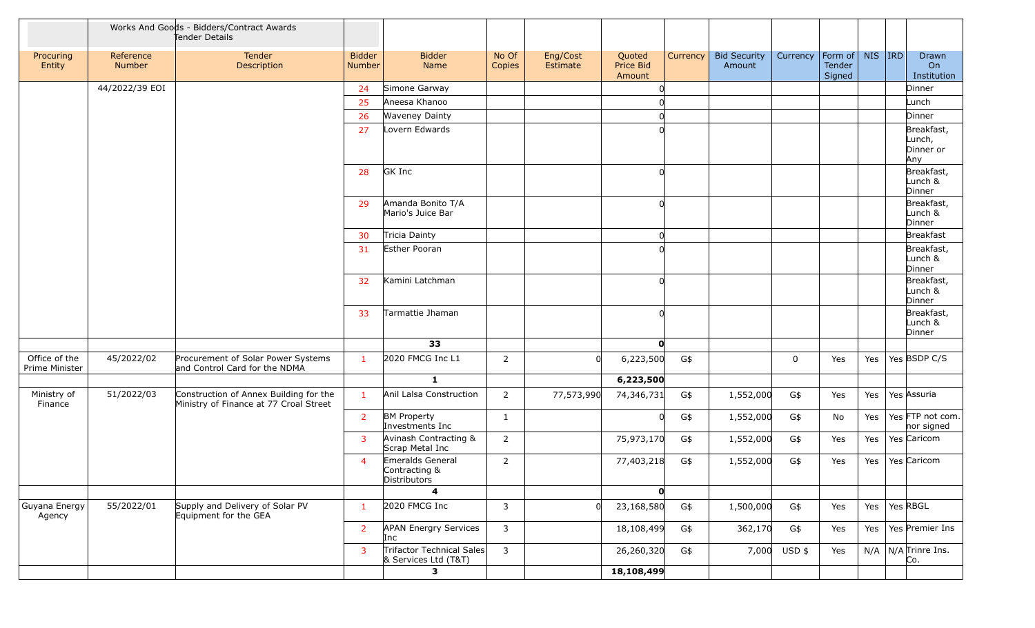| | Works And Goods - Bidders/Contract Awards Tender Details | | | | | | | | | | | | | |
|---|---|---|---|---|---|---|---|---|---|---|---|---|---|---|
| Procuring Entity | Reference Number | Tender Description | Bidder Number | Bidder Name | No Of Copies | Eng/Cost Estimate | Quoted Price Bid Amount | Currency | Bid Security Amount | Currency | Form of Tender Signed | NIS | IRD | Drawn On Institution |
| | 44/2022/39 EOI | | 24 | Simone Garway | | | 0 | | | | | | | Dinner |
| | | | 25 | Aneesa Khanoo | | | 0 | | | | | | | Lunch |
| | | | 26 | Waveney Dainty | | | 0 | | | | | | | Dinner |
| | | | 27 | Lovern Edwards | | | 0 | | | | | | | Breakfast, Lunch, Dinner or Any |
| | | | 28 | GK Inc | | | 0 | | | | | | | Breakfast, Lunch & Dinner |
| | | | 29 | Amanda Bonito T/A Mario's Juice Bar | | | 0 | | | | | | | Breakfast, Lunch & Dinner |
| | | | 30 | Tricia Dainty | | | 0 | | | | | | | Breakfast |
| | | | 31 | Esther Pooran | | | 0 | | | | | | | Breakfast, Lunch & Dinner |
| | | | 32 | Kamini Latchman | | | 0 | | | | | | | Breakfast, Lunch & Dinner |
| | | | 33 | Tarmattie Jhaman | | | 0 | | | | | | | Breakfast, Lunch & Dinner |
| | | | | **33** | | | **0** | | | | | | | |
| Office of the Prime Minister | 45/2022/02 | Procurement of Solar Power Systems and Control Card for the NDMA | 1 | 2020 FMCG Inc L1 | 2 | 0 | 6,223,500 | G$ | | 0 | Yes | Yes | Yes | BSDP C/S |
| | | | | **1** | | | **6,223,500** | | | | | | | |
| Ministry of Finance | 51/2022/03 | Construction of Annex Building for the Ministry of Finance at 77 Croal Street | 1 | Anil Lalsa Construction | 2 | 77,573,990 | 74,346,731 | G$ | 1,552,000 | G$ | Yes | Yes | Yes | Assuria |
| | | | 2 | BM Property Investments Inc | 1 | | 0 | G$ | 1,552,000 | G$ | No | Yes | Yes | FTP not com. nor signed |
| | | | 3 | Avinash Contracting & Scrap Metal Inc | 2 | | 75,973,170 | G$ | 1,552,000 | G$ | Yes | Yes | Yes | Caricom |
| | | | 4 | Emeralds General Contracting & Distributors | 2 | | 77,403,218 | G$ | 1,552,000 | G$ | Yes | Yes | Yes | Caricom |
| | | | | **4** | | | **0** | | | | | | | |
| Guyana Energy Agency | 55/2022/01 | Supply and Delivery of Solar PV Equipment for the GEA | 1 | 2020 FMCG Inc | 3 | 0 | 23,168,580 | G$ | 1,500,000 | G$ | Yes | Yes | Yes | RBGL |
| | | | 2 | APAN Energry Services Inc | 3 | | 18,108,499 | G$ | 362,170 | G$ | Yes | Yes | Yes | Premier Ins |
| | | | 3 | Trifactor Technical Sales & Services Ltd (T&T) | 3 | | 26,260,320 | G$ | 7,000 | USD $ | Yes | N/A | N/A | Trinre Ins. Co. |
| | | | | **3** | | | **18,108,499** | | | | | | | |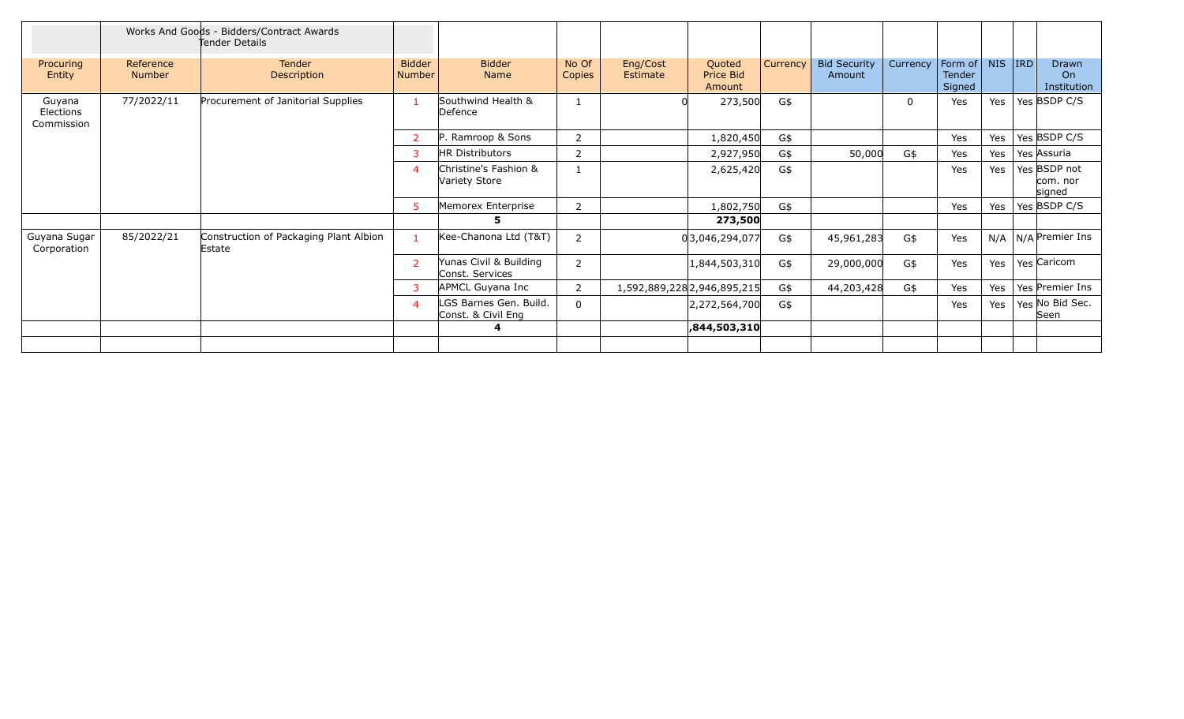| | Works And Goods - Bidders/Contract Awards Tender Details | | | | | | | | | | | | | |
|---|---|---|---|---|---|---|---|---|---|---|---|---|---|---|
| Procuring Entity | Reference Number | Tender Description | Bidder Number | Bidder Name | No Of Copies | Eng/Cost Estimate | Quoted Price Bid Amount | Currency | Bid Security Amount | Currency | Form of Tender Signed | NIS | IRD | Drawn On Institution |
| Guyana Elections Commission | 77/2022/11 | Procurement of Janitorial Supplies | 1 | Southwind Health & Defence | 1 | 0 | 273,500 | G$ | | 0 | Yes | Yes | Yes | BSDP C/S |
| | | | 2 | P. Ramroop & Sons | 2 | | 1,820,450 | G$ | | | Yes | Yes | Yes | BSDP C/S |
| | | | 3 | HR Distributors | 2 | | 2,927,950 | G$ | 50,000 | G$ | Yes | Yes | Yes | Assuria |
| | | | 4 | Christine's Fashion & Variety Store | 1 | | 2,625,420 | G$ | | | Yes | Yes | Yes | BSDP not com. nor signed |
| | | | 5 | Memorex Enterprise | 2 | | 1,802,750 | G$ | | | Yes | Yes | Yes | BSDP C/S |
| | | | | **5** | | | **273,500** | | | | | | | |
| Guyana Sugar Corporation | 85/2022/21 | Construction of Packaging Plant Albion Estate | 1 | Kee-Chanona Ltd (T&T) | 2 | 0 | 3,046,294,077 | G$ | 45,961,283 | G$ | Yes | N/A | N/A | Premier Ins |
| | | | 2 | Yunas Civil & Building Const. Services | 2 | | 1,844,503,310 | G$ | 29,000,000 | G$ | Yes | Yes | Yes | Caricom |
| | | | 3 | APMCL Guyana Inc | 2 | 1,592,889,228 | 2,946,895,215 | G$ | 44,203,428 | G$ | Yes | Yes | Yes | Premier Ins |
| | | | 4 | LGS Barnes Gen. Build. Const. & Civil Eng | 0 | | 2,272,564,700 | G$ | | | Yes | Yes | Yes | No Bid Sec. Seen |
| | | | | **4** | | | **,844,503,310** | | | | | | | |